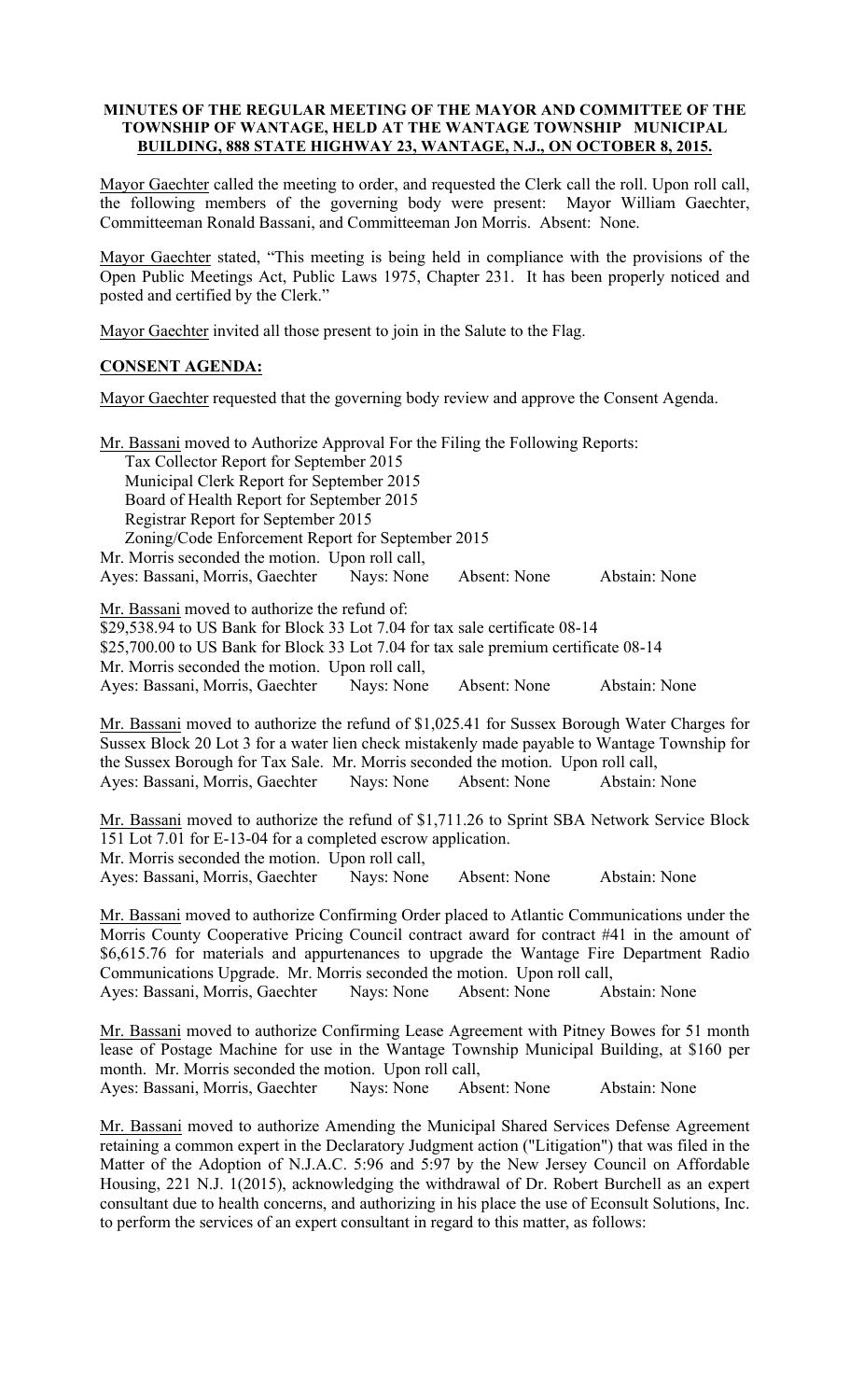**MINUTES OF THE REGULAR MEETING OF THE MAYOR AND COMMITTEE OF THE TOWNSHIP OF WANTAGE, HELD AT THE WANTAGE TOWNSHIP MUNICIPAL BUILDING, 888 STATE HIGHWAY 23, WANTAGE, N.J., ON OCTOBER 8, 2015.**

Mayor Gaechter called the meeting to order, and requested the Clerk call the roll. Upon roll call, the following members of the governing body were present: Mayor William Gaechter, Committeeman Ronald Bassani, and Committeeman Jon Morris. Absent: None.

Mayor Gaechter stated, "This meeting is being held in compliance with the provisions of the Open Public Meetings Act, Public Laws 1975, Chapter 231. It has been properly noticed and posted and certified by the Clerk."

Mayor Gaechter invited all those present to join in the Salute to the Flag.

**CONSENT AGENDA:**

Mayor Gaechter requested that the governing body review and approve the Consent Agenda.

Mr. Bassani moved to Authorize Approval For the Filing the Following Reports:
Tax Collector Report for September 2015
Municipal Clerk Report for September 2015
Board of Health Report for September 2015
Registrar Report for September 2015
Zoning/Code Enforcement Report for September 2015
Mr. Morris seconded the motion. Upon roll call,
Ayes: Bassani, Morris, Gaechter Nays: None Absent: None Abstain: None

Mr. Bassani moved to authorize the refund of:
$29,538.94 to US Bank for Block 33 Lot 7.04 for tax sale certificate 08-14
$25,700.00 to US Bank for Block 33 Lot 7.04 for tax sale premium certificate 08-14
Mr. Morris seconded the motion. Upon roll call,
Ayes: Bassani, Morris, Gaechter Nays: None Absent: None Abstain: None

Mr. Bassani moved to authorize the refund of $1,025.41 for Sussex Borough Water Charges for Sussex Block 20 Lot 3 for a water lien check mistakenly made payable to Wantage Township for the Sussex Borough for Tax Sale. Mr. Morris seconded the motion. Upon roll call,
Ayes: Bassani, Morris, Gaechter Nays: None Absent: None Abstain: None

Mr. Bassani moved to authorize the refund of $1,711.26 to Sprint SBA Network Service Block 151 Lot 7.01 for E-13-04 for a completed escrow application.
Mr. Morris seconded the motion. Upon roll call,
Ayes: Bassani, Morris, Gaechter Nays: None Absent: None Abstain: None

Mr. Bassani moved to authorize Confirming Order placed to Atlantic Communications under the Morris County Cooperative Pricing Council contract award for contract #41 in the amount of $6,615.76 for materials and appurtenances to upgrade the Wantage Fire Department Radio Communications Upgrade. Mr. Morris seconded the motion. Upon roll call,
Ayes: Bassani, Morris, Gaechter Nays: None Absent: None Abstain: None

Mr. Bassani moved to authorize Confirming Lease Agreement with Pitney Bowes for 51 month lease of Postage Machine for use in the Wantage Township Municipal Building, at $160 per month. Mr. Morris seconded the motion. Upon roll call,
Ayes: Bassani, Morris, Gaechter Nays: None Absent: None Abstain: None

Mr. Bassani moved to authorize Amending the Municipal Shared Services Defense Agreement retaining a common expert in the Declaratory Judgment action ("Litigation") that was filed in the Matter of the Adoption of N.J.A.C. 5:96 and 5:97 by the New Jersey Council on Affordable Housing, 221 N.J. 1(2015), acknowledging the withdrawal of Dr. Robert Burchell as an expert consultant due to health concerns, and authorizing in his place the use of Econsult Solutions, Inc. to perform the services of an expert consultant in regard to this matter, as follows: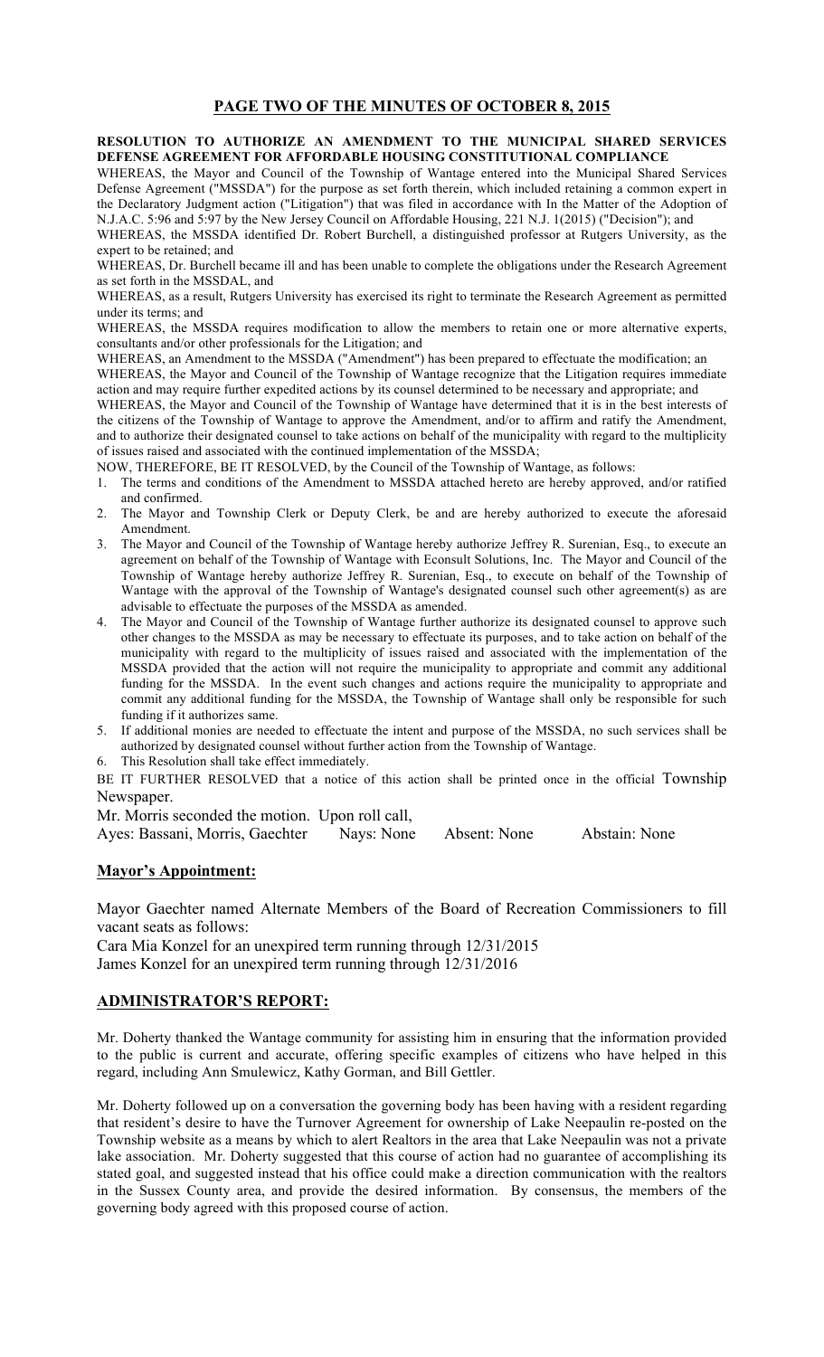## PAGE TWO OF THE MINUTES OF OCTOBER 8, 2015

**RESOLUTION TO AUTHORIZE AN AMENDMENT TO THE MUNICIPAL SHARED SERVICES DEFENSE AGREEMENT FOR AFFORDABLE HOUSING CONSTITUTIONAL COMPLIANCE**

WHEREAS, the Mayor and Council of the Township of Wantage entered into the Municipal Shared Services Defense Agreement ("MSSDA") for the purpose as set forth therein, which included retaining a common expert in the Declaratory Judgment action ("Litigation") that was filed in accordance with In the Matter of the Adoption of N.J.A.C. 5:96 and 5:97 by the New Jersey Council on Affordable Housing, 221 N.J. 1(2015) ("Decision"); and

WHEREAS, the MSSDA identified Dr. Robert Burchell, a distinguished professor at Rutgers University, as the expert to be retained; and

WHEREAS, Dr. Burchell became ill and has been unable to complete the obligations under the Research Agreement as set forth in the MSSDAL, and

WHEREAS, as a result, Rutgers University has exercised its right to terminate the Research Agreement as permitted under its terms; and

WHEREAS, the MSSDA requires modification to allow the members to retain one or more alternative experts, consultants and/or other professionals for the Litigation; and

WHEREAS, an Amendment to the MSSDA ("Amendment") has been prepared to effectuate the modification; an

WHEREAS, the Mayor and Council of the Township of Wantage recognize that the Litigation requires immediate action and may require further expedited actions by its counsel determined to be necessary and appropriate; and

WHEREAS, the Mayor and Council of the Township of Wantage have determined that it is in the best interests of the citizens of the Township of Wantage to approve the Amendment, and/or to affirm and ratify the Amendment, and to authorize their designated counsel to take actions on behalf of the municipality with regard to the multiplicity of issues raised and associated with the continued implementation of the MSSDA;

NOW, THEREFORE, BE IT RESOLVED, by the Council of the Township of Wantage, as follows:

1. The terms and conditions of the Amendment to MSSDA attached hereto are hereby approved, and/or ratified and confirmed.
2. The Mayor and Township Clerk or Deputy Clerk, be and are hereby authorized to execute the aforesaid Amendment.
3. The Mayor and Council of the Township of Wantage hereby authorize Jeffrey R. Surenian, Esq., to execute an agreement on behalf of the Township of Wantage with Econsult Solutions, Inc. The Mayor and Council of the Township of Wantage hereby authorize Jeffrey R. Surenian, Esq., to execute on behalf of the Township of Wantage with the approval of the Township of Wantage's designated counsel such other agreement(s) as are advisable to effectuate the purposes of the MSSDA as amended.
4. The Mayor and Council of the Township of Wantage further authorize its designated counsel to approve such other changes to the MSSDA as may be necessary to effectuate its purposes, and to take action on behalf of the municipality with regard to the multiplicity of issues raised and associated with the implementation of the MSSDA provided that the action will not require the municipality to appropriate and commit any additional funding for the MSSDA. In the event such changes and actions require the municipality to appropriate and commit any additional funding for the MSSDA, the Township of Wantage shall only be responsible for such funding if it authorizes same.
5. If additional monies are needed to effectuate the intent and purpose of the MSSDA, no such services shall be authorized by designated counsel without further action from the Township of Wantage.
6. This Resolution shall take effect immediately.

BE IT FURTHER RESOLVED that a notice of this action shall be printed once in the official Township Newspaper.

Mr. Morris seconded the motion. Upon roll call,

Ayes: Bassani, Morris, Gaechter    Nays: None    Absent: None    Abstain: None

## Mayor's Appointment:

Mayor Gaechter named Alternate Members of the Board of Recreation Commissioners to fill vacant seats as follows:

Cara Mia Konzel for an unexpired term running through 12/31/2015
James Konzel for an unexpired term running through 12/31/2016

## ADMINISTRATOR'S REPORT:

Mr. Doherty thanked the Wantage community for assisting him in ensuring that the information provided to the public is current and accurate, offering specific examples of citizens who have helped in this regard, including Ann Smulewicz, Kathy Gorman, and Bill Gettler.

Mr. Doherty followed up on a conversation the governing body has been having with a resident regarding that resident's desire to have the Turnover Agreement for ownership of Lake Neepaulin re-posted on the Township website as a means by which to alert Realtors in the area that Lake Neepaulin was not a private lake association. Mr. Doherty suggested that this course of action had no guarantee of accomplishing its stated goal, and suggested instead that his office could make a direction communication with the realtors in the Sussex County area, and provide the desired information. By consensus, the members of the governing body agreed with this proposed course of action.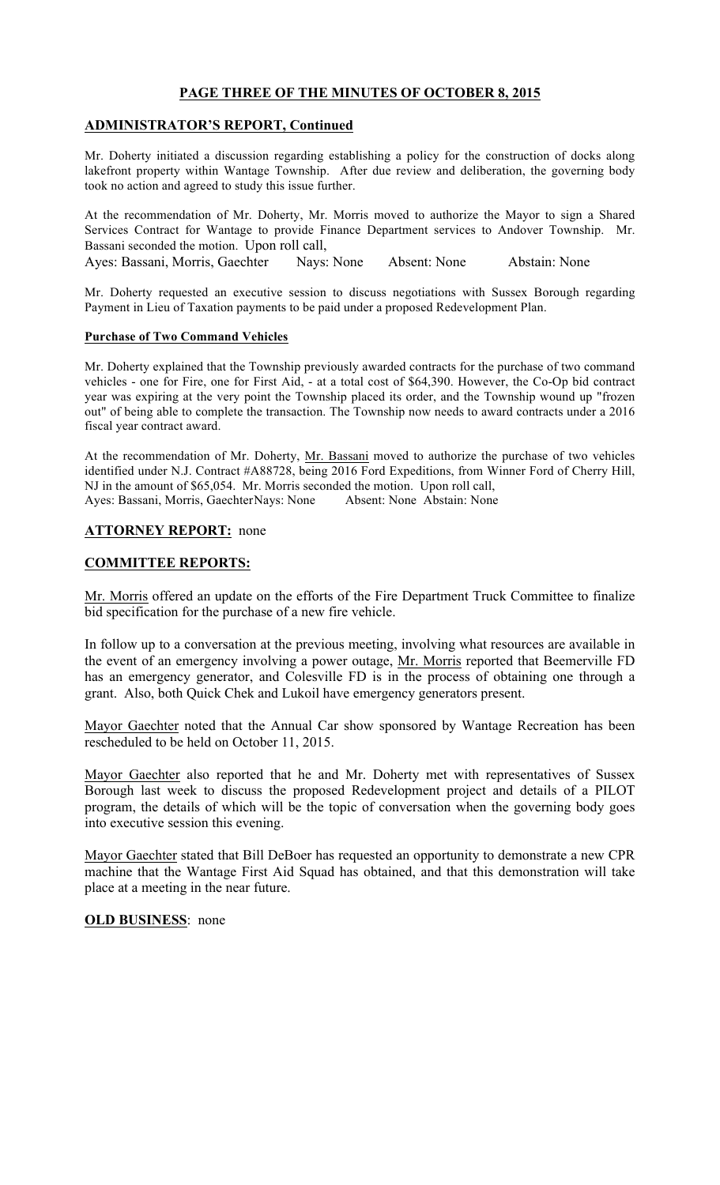## PAGE THREE OF THE MINUTES OF OCTOBER 8, 2015

### ADMINISTRATOR'S REPORT, Continued

Mr. Doherty initiated a discussion regarding establishing a policy for the construction of docks along lakefront property within Wantage Township. After due review and deliberation, the governing body took no action and agreed to study this issue further.

At the recommendation of Mr. Doherty, Mr. Morris moved to authorize the Mayor to sign a Shared Services Contract for Wantage to provide Finance Department services to Andover Township. Mr. Bassani seconded the motion. Upon roll call,

Ayes: Bassani, Morris, Gaechter Nays: None Absent: None Abstain: None

Mr. Doherty requested an executive session to discuss negotiations with Sussex Borough regarding Payment in Lieu of Taxation payments to be paid under a proposed Redevelopment Plan.

**Purchase of Two Command Vehicles**

Mr. Doherty explained that the Township previously awarded contracts for the purchase of two command vehicles - one for Fire, one for First Aid, - at a total cost of $64,390. However, the Co-Op bid contract year was expiring at the very point the Township placed its order, and the Township wound up "frozen out" of being able to complete the transaction. The Township now needs to award contracts under a 2016 fiscal year contract award.

At the recommendation of Mr. Doherty, Mr. Bassani moved to authorize the purchase of two vehicles identified under N.J. Contract #A88728, being 2016 Ford Expeditions, from Winner Ford of Cherry Hill, NJ in the amount of $65,054. Mr. Morris seconded the motion. Upon roll call,

Ayes: Bassani, Morris, Gaechter Nays: None Absent: None Abstain: None

### ATTORNEY REPORT: none

### COMMITTEE REPORTS:

Mr. Morris offered an update on the efforts of the Fire Department Truck Committee to finalize bid specification for the purchase of a new fire vehicle.

In follow up to a conversation at the previous meeting, involving what resources are available in the event of an emergency involving a power outage, Mr. Morris reported that Beemerville FD has an emergency generator, and Colesville FD is in the process of obtaining one through a grant. Also, both Quick Chek and Lukoil have emergency generators present.

Mayor Gaechter noted that the Annual Car show sponsored by Wantage Recreation has been rescheduled to be held on October 11, 2015.

Mayor Gaechter also reported that he and Mr. Doherty met with representatives of Sussex Borough last week to discuss the proposed Redevelopment project and details of a PILOT program, the details of which will be the topic of conversation when the governing body goes into executive session this evening.

Mayor Gaechter stated that Bill DeBoer has requested an opportunity to demonstrate a new CPR machine that the Wantage First Aid Squad has obtained, and that this demonstration will take place at a meeting in the near future.

### OLD BUSINESS: none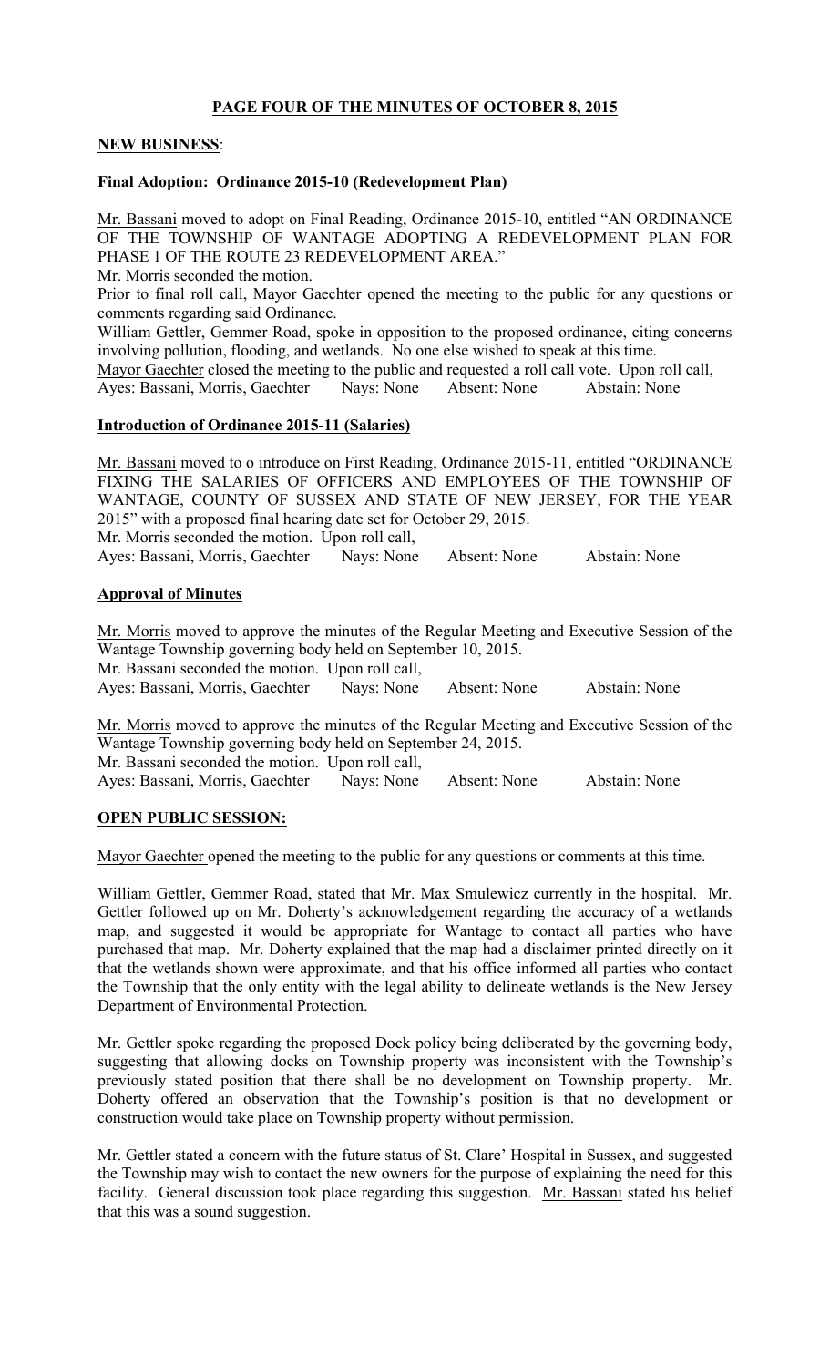**PAGE FOUR OF THE MINUTES OF OCTOBER 8, 2015**

**NEW BUSINESS**:

**Final Adoption: Ordinance 2015-10 (Redevelopment Plan)**

Mr. Bassani moved to adopt on Final Reading, Ordinance 2015-10, entitled "AN ORDINANCE OF THE TOWNSHIP OF WANTAGE ADOPTING A REDEVELOPMENT PLAN FOR PHASE 1 OF THE ROUTE 23 REDEVELOPMENT AREA."
Mr. Morris seconded the motion.
Prior to final roll call, Mayor Gaechter opened the meeting to the public for any questions or comments regarding said Ordinance.
William Gettler, Gemmer Road, spoke in opposition to the proposed ordinance, citing concerns involving pollution, flooding, and wetlands. No one else wished to speak at this time.
Mayor Gaechter closed the meeting to the public and requested a roll call vote. Upon roll call,
Ayes: Bassani, Morris, Gaechter Nays: None Absent: None Abstain: None

**Introduction of Ordinance 2015-11 (Salaries)**

Mr. Bassani moved to o introduce on First Reading, Ordinance 2015-11, entitled "ORDINANCE FIXING THE SALARIES OF OFFICERS AND EMPLOYEES OF THE TOWNSHIP OF WANTAGE, COUNTY OF SUSSEX AND STATE OF NEW JERSEY, FOR THE YEAR 2015" with a proposed final hearing date set for October 29, 2015.
Mr. Morris seconded the motion. Upon roll call,
Ayes: Bassani, Morris, Gaechter Nays: None Absent: None Abstain: None

**Approval of Minutes**

Mr. Morris moved to approve the minutes of the Regular Meeting and Executive Session of the Wantage Township governing body held on September 10, 2015.
Mr. Bassani seconded the motion. Upon roll call,
Ayes: Bassani, Morris, Gaechter Nays: None Absent: None Abstain: None

Mr. Morris moved to approve the minutes of the Regular Meeting and Executive Session of the Wantage Township governing body held on September 24, 2015.
Mr. Bassani seconded the motion. Upon roll call,
Ayes: Bassani, Morris, Gaechter Nays: None Absent: None Abstain: None

**OPEN PUBLIC SESSION:**

Mayor Gaechter opened the meeting to the public for any questions or comments at this time.

William Gettler, Gemmer Road, stated that Mr. Max Smulewicz currently in the hospital. Mr. Gettler followed up on Mr. Doherty's acknowledgement regarding the accuracy of a wetlands map, and suggested it would be appropriate for Wantage to contact all parties who have purchased that map. Mr. Doherty explained that the map had a disclaimer printed directly on it that the wetlands shown were approximate, and that his office informed all parties who contact the Township that the only entity with the legal ability to delineate wetlands is the New Jersey Department of Environmental Protection.

Mr. Gettler spoke regarding the proposed Dock policy being deliberated by the governing body, suggesting that allowing docks on Township property was inconsistent with the Township's previously stated position that there shall be no development on Township property. Mr. Doherty offered an observation that the Township's position is that no development or construction would take place on Township property without permission.

Mr. Gettler stated a concern with the future status of St. Clare' Hospital in Sussex, and suggested the Township may wish to contact the new owners for the purpose of explaining the need for this facility. General discussion took place regarding this suggestion. Mr. Bassani stated his belief that this was a sound suggestion.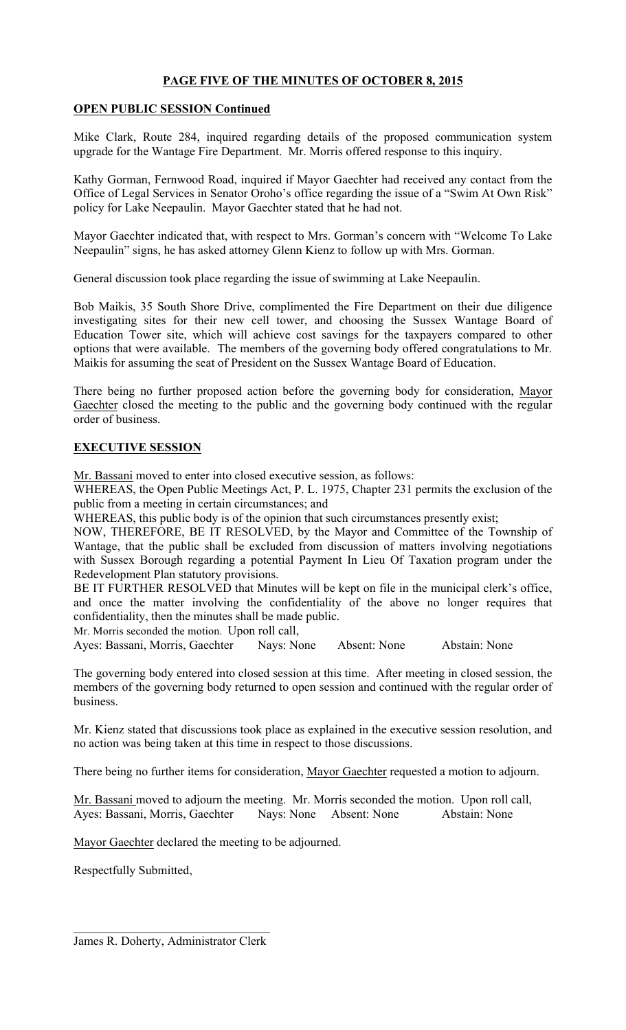## PAGE FIVE OF THE MINUTES OF OCTOBER 8, 2015

### OPEN PUBLIC SESSION Continued

Mike Clark, Route 284, inquired regarding details of the proposed communication system upgrade for the Wantage Fire Department. Mr. Morris offered response to this inquiry.

Kathy Gorman, Fernwood Road, inquired if Mayor Gaechter had received any contact from the Office of Legal Services in Senator Oroho's office regarding the issue of a "Swim At Own Risk" policy for Lake Neepaulin. Mayor Gaechter stated that he had not.

Mayor Gaechter indicated that, with respect to Mrs. Gorman's concern with "Welcome To Lake Neepaulin" signs, he has asked attorney Glenn Kienz to follow up with Mrs. Gorman.

General discussion took place regarding the issue of swimming at Lake Neepaulin.

Bob Maikis, 35 South Shore Drive, complimented the Fire Department on their due diligence investigating sites for their new cell tower, and choosing the Sussex Wantage Board of Education Tower site, which will achieve cost savings for the taxpayers compared to other options that were available. The members of the governing body offered congratulations to Mr. Maikis for assuming the seat of President on the Sussex Wantage Board of Education.

There being no further proposed action before the governing body for consideration, Mayor Gaechter closed the meeting to the public and the governing body continued with the regular order of business.

### EXECUTIVE SESSION

Mr. Bassani moved to enter into closed executive session, as follows:
WHEREAS, the Open Public Meetings Act, P. L. 1975, Chapter 231 permits the exclusion of the public from a meeting in certain circumstances; and
WHEREAS, this public body is of the opinion that such circumstances presently exist;
NOW, THEREFORE, BE IT RESOLVED, by the Mayor and Committee of the Township of Wantage, that the public shall be excluded from discussion of matters involving negotiations with Sussex Borough regarding a potential Payment In Lieu Of Taxation program under the Redevelopment Plan statutory provisions.
BE IT FURTHER RESOLVED that Minutes will be kept on file in the municipal clerk's office, and once the matter involving the confidentiality of the above no longer requires that confidentiality, then the minutes shall be made public.
Mr. Morris seconded the motion. Upon roll call,
Ayes: Bassani, Morris, Gaechter  Nays: None  Absent: None  Abstain: None

The governing body entered into closed session at this time. After meeting in closed session, the members of the governing body returned to open session and continued with the regular order of business.

Mr. Kienz stated that discussions took place as explained in the executive session resolution, and no action was being taken at this time in respect to those discussions.

There being no further items for consideration, Mayor Gaechter requested a motion to adjourn.

Mr. Bassani moved to adjourn the meeting. Mr. Morris seconded the motion. Upon roll call,
Ayes: Bassani, Morris, Gaechter  Nays: None  Absent: None  Abstain: None

Mayor Gaechter declared the meeting to be adjourned.

Respectfully Submitted,

\_\_\_\_\_\_\_\_\_\_\_\_\_\_\_\_\_\_\_\_\_\_\_\_\_\_\_\_\_\_\_\_\_\_\_\_
James R. Doherty, Administrator Clerk